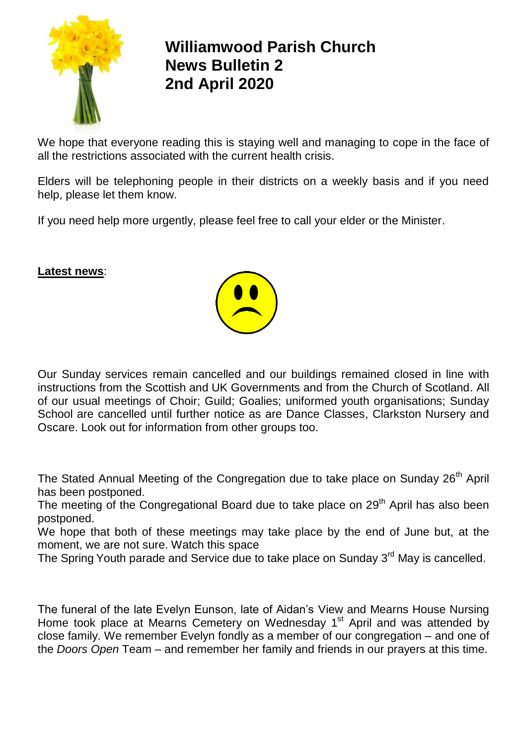# Williamwood Parish Church
# News Bulletin 2
# 2nd April 2020

We hope that everyone reading this is staying well and managing to cope in the face of all the restrictions associated with the current health crisis.

Elders will be telephoning people in their districts on a weekly basis and if you need help, please let them know.

If you need help more urgently, please feel free to call your elder or the Minister.

**Latest news**:

Our Sunday services remain cancelled and our buildings remained closed in line with instructions from the Scottish and UK Governments and from the Church of Scotland. All of our usual meetings of Choir; Guild; Goalies; uniformed youth organisations; Sunday School are cancelled until further notice as are Dance Classes, Clarkston Nursery and Oscare. Look out for information from other groups too.

The Stated Annual Meeting of the Congregation due to take place on Sunday 26th April has been postponed.

The meeting of the Congregational Board due to take place on 29th April has also been postponed.

We hope that both of these meetings may take place by the end of June but, at the moment, we are not sure. Watch this space

The Spring Youth parade and Service due to take place on Sunday 3rd May is cancelled.

The funeral of the late Evelyn Eunson, late of Aidan's View and Mearns House Nursing Home took place at Mearns Cemetery on Wednesday 1st April and was attended by close family. We remember Evelyn fondly as a member of our congregation – and one of the *Doors Open* Team – and remember her family and friends in our prayers at this time.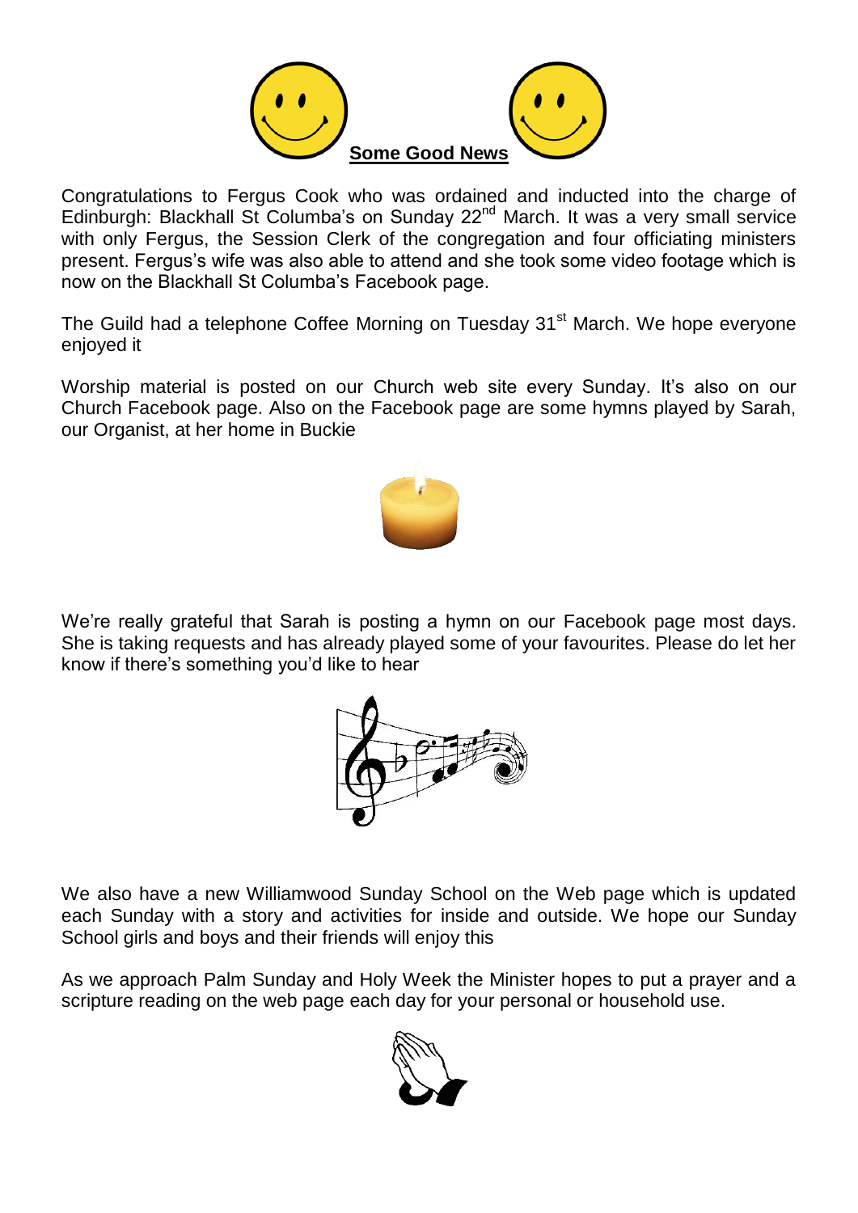## Some Good News

Congratulations to Fergus Cook who was ordained and inducted into the charge of Edinburgh: Blackhall St Columba's on Sunday 22nd March. It was a very small service with only Fergus, the Session Clerk of the congregation and four officiating ministers present. Fergus's wife was also able to attend and she took some video footage which is now on the Blackhall St Columba's Facebook page.

The Guild had a telephone Coffee Morning on Tuesday 31st March. We hope everyone enjoyed it

Worship material is posted on our Church web site every Sunday. It's also on our Church Facebook page. Also on the Facebook page are some hymns played by Sarah, our Organist, at her home in Buckie

We're really grateful that Sarah is posting a hymn on our Facebook page most days. She is taking requests and has already played some of your favourites. Please do let her know if there's something you'd like to hear

We also have a new Williamwood Sunday School on the Web page which is updated each Sunday with a story and activities for inside and outside. We hope our Sunday School girls and boys and their friends will enjoy this

As we approach Palm Sunday and Holy Week the Minister hopes to put a prayer and a scripture reading on the web page each day for your personal or household use.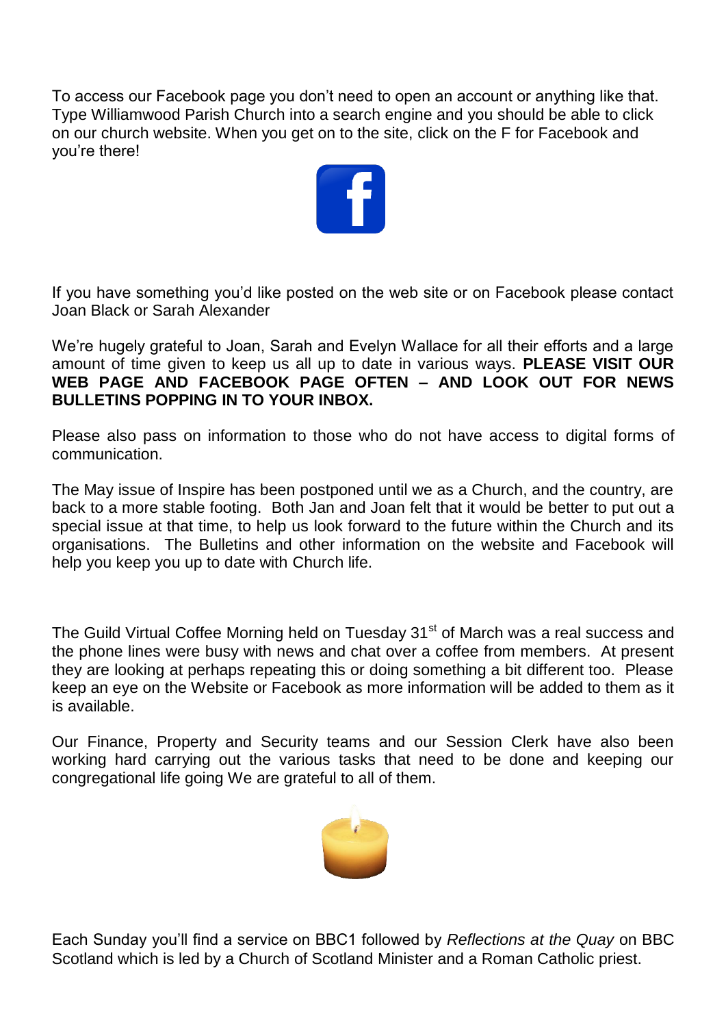To access our Facebook page you don't need to open an account or anything like that. Type Williamwood Parish Church into a search engine and you should be able to click on our church website. When you get on to the site, click on the F for Facebook and you're there!

If you have something you'd like posted on the web site or on Facebook please contact Joan Black or Sarah Alexander

We're hugely grateful to Joan, Sarah and Evelyn Wallace for all their efforts and a large amount of time given to keep us all up to date in various ways. **PLEASE VISIT OUR WEB PAGE AND FACEBOOK PAGE OFTEN – AND LOOK OUT FOR NEWS BULLETINS POPPING IN TO YOUR INBOX.**

Please also pass on information to those who do not have access to digital forms of communication.

The May issue of Inspire has been postponed until we as a Church, and the country, are back to a more stable footing. Both Jan and Joan felt that it would be better to put out a special issue at that time, to help us look forward to the future within the Church and its organisations. The Bulletins and other information on the website and Facebook will help you keep you up to date with Church life.

The Guild Virtual Coffee Morning held on Tuesday 31st of March was a real success and the phone lines were busy with news and chat over a coffee from members. At present they are looking at perhaps repeating this or doing something a bit different too. Please keep an eye on the Website or Facebook as more information will be added to them as it is available.

Our Finance, Property and Security teams and our Session Clerk have also been working hard carrying out the various tasks that need to be done and keeping our congregational life going We are grateful to all of them.

Each Sunday you'll find a service on BBC1 followed by *Reflections at the Quay* on BBC Scotland which is led by a Church of Scotland Minister and a Roman Catholic priest.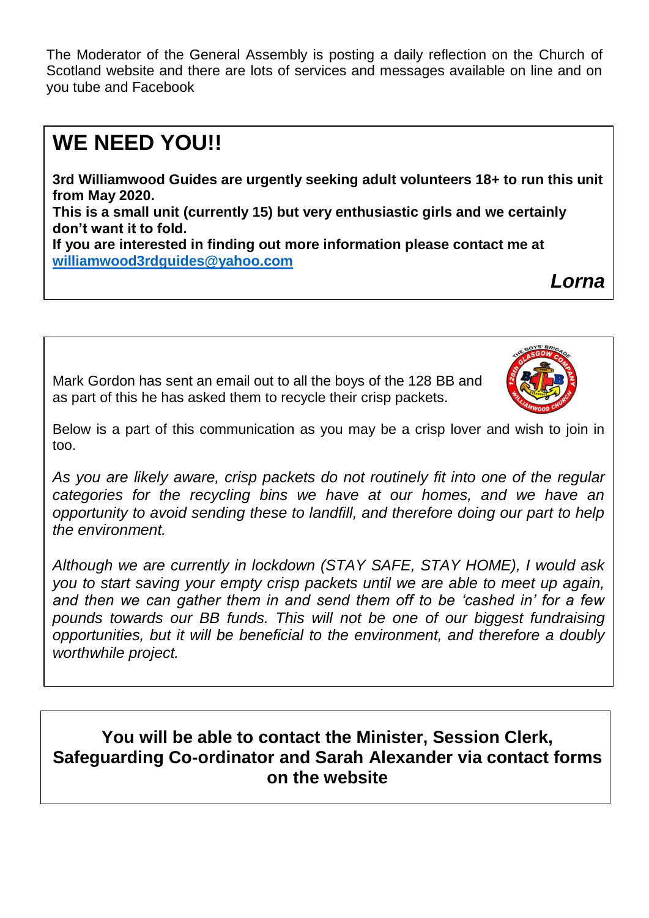The Moderator of the General Assembly is posting a daily reflection on the Church of Scotland website and there are lots of services and messages available on line and on you tube and Facebook

# WE NEED YOU!!

**3rd Williamwood Guides are urgently seeking adult volunteers 18+ to run this unit from May 2020.**
**This is a small unit (currently 15) but very enthusiastic girls and we certainly don't want it to fold.**
**If you are interested in finding out more information please contact me at williamwood3rdguides@yahoo.com**

***Lorna***

Mark Gordon has sent an email out to all the boys of the 128 BB and as part of this he has asked them to recycle their crisp packets.

Below is a part of this communication as you may be a crisp lover and wish to join in too.

*As you are likely aware, crisp packets do not routinely fit into one of the regular categories for the recycling bins we have at our homes, and we have an opportunity to avoid sending these to landfill, and therefore doing our part to help the environment.*

*Although we are currently in lockdown (STAY SAFE, STAY HOME), I would ask you to start saving your empty crisp packets until we are able to meet up again, and then we can gather them in and send them off to be 'cashed in' for a few pounds towards our BB funds. This will not be one of our biggest fundraising opportunities, but it will be beneficial to the environment, and therefore a doubly worthwhile project.*

**You will be able to contact the Minister, Session Clerk, Safeguarding Co-ordinator and Sarah Alexander via contact forms on the website**